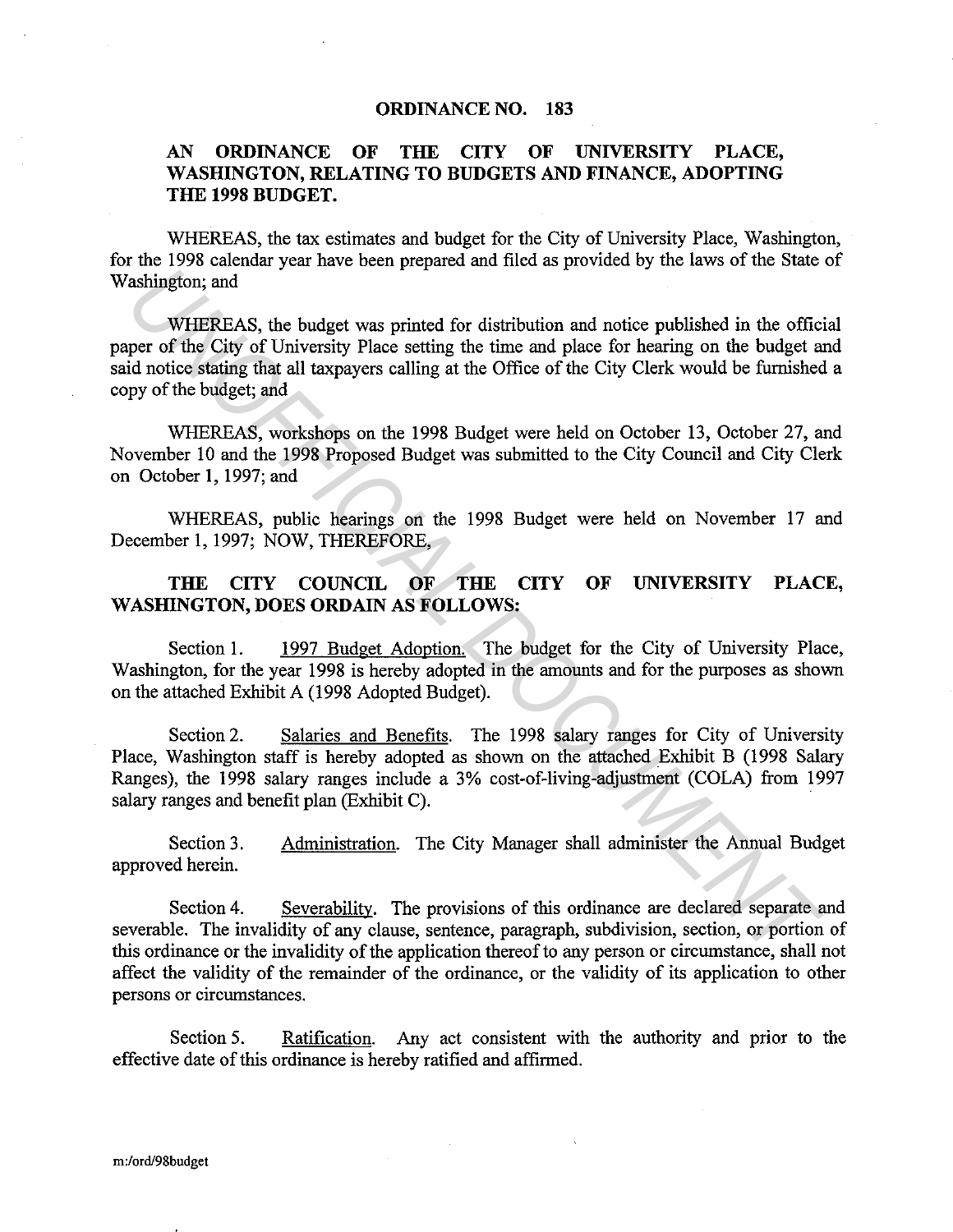# ORDINANCE NO. 183

## AN ORDINANCE OF THE CITY OF UNIVERSITY PLACE, WASHINGTON, RELATING TO BUDGETS AND FINANCE, ADOPTING THE 1998 BUDGET.

WHEREAS, the tax estimates and budget for the City of University Place, Washington, for the 1998 calendar year have been prepared and filed as provided by the laws of the State of Washington; and

WHEREAS, the budget was printed for distribution and notice published in the official paper of the City of University Place setting the time and place for hearing on the budget and said notice stating that all taxpayers calling at the Office of the City Clerk would be furnished a copy of the budget; and

WHEREAS, workshops on the 1998 Budget were held on October 13, October 27, and November 10 and the 1998 Proposed Budget was submitted to the City Council and City Clerk on October 1, 1997; and

WHEREAS, public hearings on the 1998 Budget were held on November 17 and December 1, 1997; NOW, THEREFORE,

**THE CITY COUNCIL OF THE CITY OF UNIVERSITY PLACE, WASHINGTON, DOES ORDAIN AS FOLLOWS:**

Section 1. 1997 Budget Adoption. The budget for the City of University Place, Washington, for the year 1998 is hereby adopted in the amounts and for the purposes as shown on the attached Exhibit A (1998 Adopted Budget).

Section 2. Salaries and Benefits. The 1998 salary ranges for City of University Place, Washington staff is hereby adopted as shown on the attached Exhibit B (1998 Salary Ranges), the 1998 salary ranges include a 3% cost-of-living-adjustment (COLA) from 1997 salary ranges and benefit plan (Exhibit C).

Section 3. Administration. The City Manager shall administer the Annual Budget approved herein.

Section 4. Severability. The provisions of this ordinance are declared separate and severable. The invalidity of any clause, sentence, paragraph, subdivision, section, or portion of this ordinance or the invalidity of the application thereof to any person or circumstance, shall not affect the validity of the remainder of the ordinance, or the validity of its application to other persons or circumstances.

Section 5. Ratification. Any act consistent with the authority and prior to the effective date of this ordinance is hereby ratified and affirmed.

m:/ord/98budget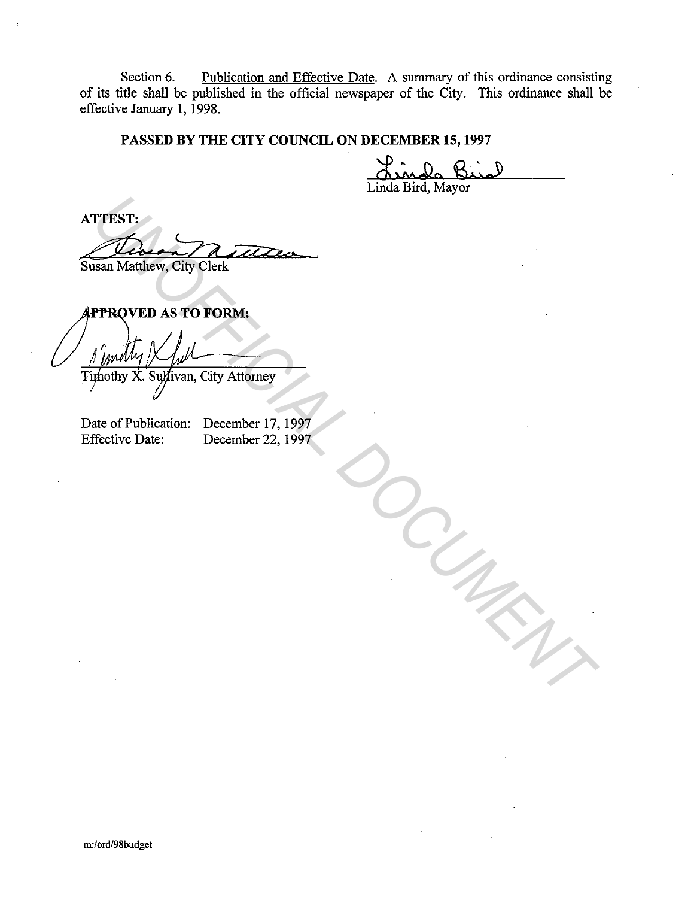Section 6. Publication and Effective Date. A summary of this ordinance consisting of its title shall be published in the official newspaper of the City. This ordinance shall be effective January 1, 1998.

**PASSED BY THE CITY COUNCIL ON DECEMBER 15, 1997**

Linda Bird, Mayor

**ATTEST:**

Susan Matthew, City Clerk

**APPROVED AS TO FORM:**

Timothy X. Sullivan, City Attorney

Date of Publication: December 17, 1997
Effective Date: December 22, 1997

m:/ord/98budget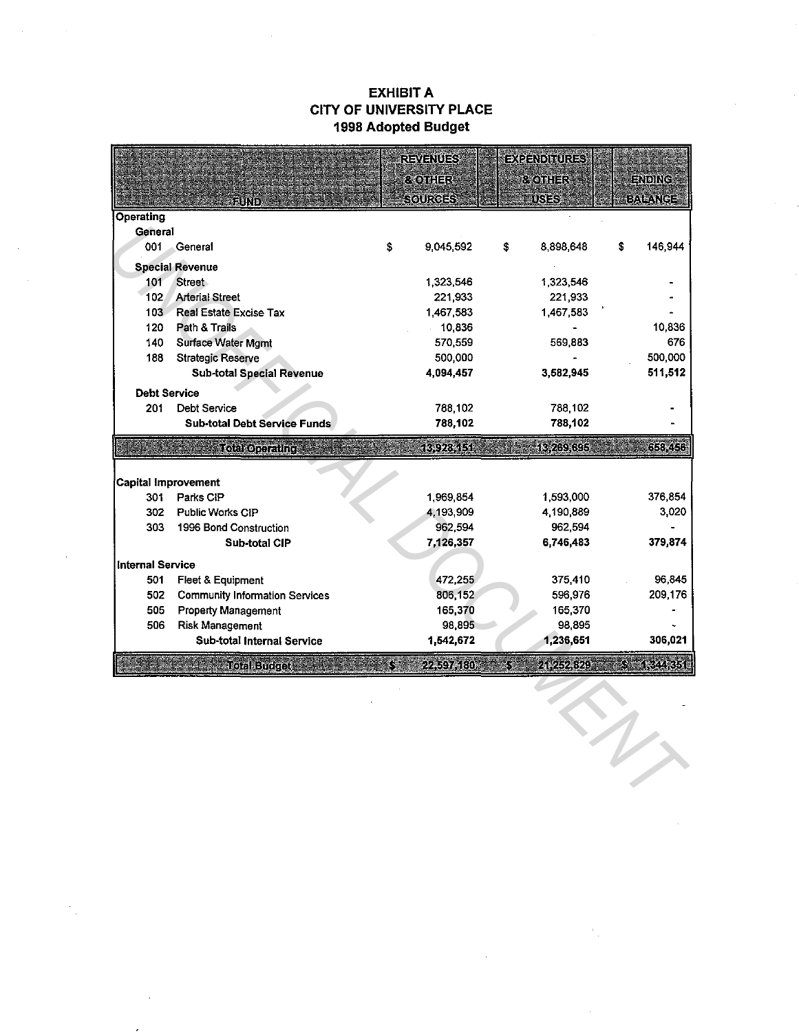# EXHIBIT A
## CITY OF UNIVERSITY PLACE
## 1998 Adopted Budget

| FUND | REVENUES & OTHER SOURCES | EXPENDITURES & OTHER USES | ENDING BALANCE |
|---|---|---|---|
| **Operating** | | | |
| **General** | | | |
| 001 General | $ 9,045,592 | $ 8,898,648 | $ 146,944 |
| **Special Revenue** | | | |
| 101 Street | 1,323,546 | 1,323,546 | - |
| 102 Arterial Street | 221,933 | 221,933 | - |
| 103 Real Estate Excise Tax | 1,467,583 | 1,467,583 | - |
| 120 Path & Trails | 10,836 | - | 10,836 |
| 140 Surface Water Mgmt | 570,559 | 569,883 | 676 |
| 188 Strategic Reserve | 500,000 | - | 500,000 |
| **Sub-total Special Revenue** | **4,094,457** | **3,582,945** | **511,512** |
| **Debt Service** | | | |
| 201 Debt Service | 788,102 | 788,102 | - |
| **Sub-total Debt Service Funds** | **788,102** | **788,102** | **-** |
| **Total Operating** | **13,928,151** | **13,269,695** | **658,456** |
| **Capital Improvement** | | | |
| 301 Parks CIP | 1,969,854 | 1,593,000 | 376,854 |
| 302 Public Works CIP | 4,193,909 | 4,190,889 | 3,020 |
| 303 1996 Bond Construction | 962,594 | 962,594 | - |
| **Sub-total CIP** | **7,126,357** | **6,746,483** | **379,874** |
| **Internal Service** | | | |
| 501 Fleet & Equipment | 472,255 | 375,410 | 96,845 |
| 502 Community Information Services | 806,152 | 596,976 | 209,176 |
| 505 Property Management | 165,370 | 165,370 | - |
| 506 Risk Management | 98,895 | 98,895 | - |
| **Sub-total Internal Service** | **1,542,672** | **1,236,651** | **306,021** |
| **Total Budget** | **$ 22,597,180** | **$ 21,252,829** | **$ 1,344,351** |

UNOFFICIAL DOCUMENT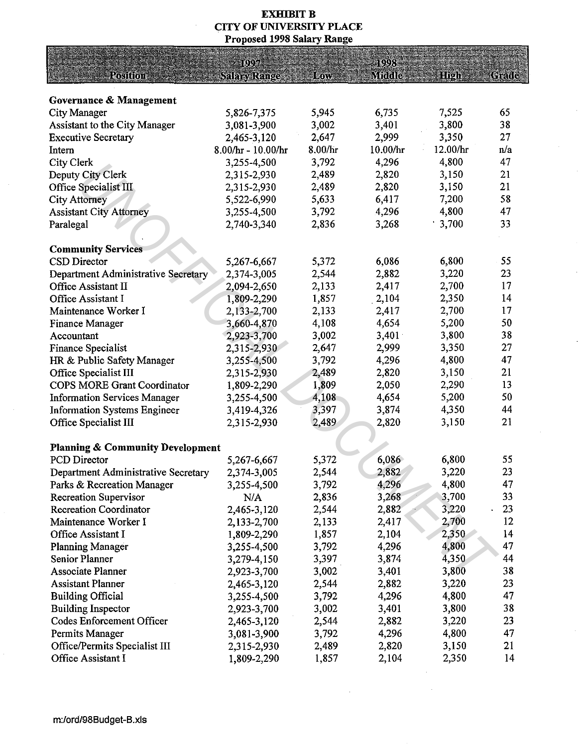**EXHIBIT B**
**CITY OF UNIVERSITY PLACE**
**Proposed 1998 Salary Range**

| Position | 1997 Salary Range | 1998 Low | Middle | High | Grade |
|---|---|---|---|---|---|
| **Governance & Management** | | | | | |
| City Manager | 5,826-7,375 | 5,945 | 6,735 | 7,525 | 65 |
| Assistant to the City Manager | 3,081-3,900 | 3,002 | 3,401 | 3,800 | 38 |
| Executive Secretary | 2,465-3,120 | 2,647 | 2,999 | 3,350 | 27 |
| Intern | 8.00/hr - 10.00/hr | 8.00/hr | 10.00/hr | 12.00/hr | n/a |
| City Clerk | 3,255-4,500 | 3,792 | 4,296 | 4,800 | 47 |
| Deputy City Clerk | 2,315-2,930 | 2,489 | 2,820 | 3,150 | 21 |
| Office Specialist III | 2,315-2,930 | 2,489 | 2,820 | 3,150 | 21 |
| City Attorney | 5,522-6,990 | 5,633 | 6,417 | 7,200 | 58 |
| Assistant City Attorney | 3,255-4,500 | 3,792 | 4,296 | 4,800 | 47 |
| Paralegal | 2,740-3,340 | 2,836 | 3,268 | 3,700 | 33 |
| **Community Services** | | | | | |
| CSD Director | 5,267-6,667 | 5,372 | 6,086 | 6,800 | 55 |
| Department Administrative Secretary | 2,374-3,005 | 2,544 | 2,882 | 3,220 | 23 |
| Office Assistant II | 2,094-2,650 | 2,133 | 2,417 | 2,700 | 17 |
| Office Assistant I | 1,809-2,290 | 1,857 | 2,104 | 2,350 | 14 |
| Maintenance Worker I | 2,133-2,700 | 2,133 | 2,417 | 2,700 | 17 |
| Finance Manager | 3,660-4,870 | 4,108 | 4,654 | 5,200 | 50 |
| Accountant | 2,923-3,700 | 3,002 | 3,401 | 3,800 | 38 |
| Finance Specialist | 2,315-2,930 | 2,647 | 2,999 | 3,350 | 27 |
| HR & Public Safety Manager | 3,255-4,500 | 3,792 | 4,296 | 4,800 | 47 |
| Office Specialist III | 2,315-2,930 | 2,489 | 2,820 | 3,150 | 21 |
| COPS MORE Grant Coordinator | 1,809-2,290 | 1,809 | 2,050 | 2,290 | 13 |
| Information Services Manager | 3,255-4,500 | 4,108 | 4,654 | 5,200 | 50 |
| Information Systems Engineer | 3,419-4,326 | 3,397 | 3,874 | 4,350 | 44 |
| Office Specialist III | 2,315-2,930 | 2,489 | 2,820 | 3,150 | 21 |
| **Planning & Community Development** | | | | | |
| PCD Director | 5,267-6,667 | 5,372 | 6,086 | 6,800 | 55 |
| Department Administrative Secretary | 2,374-3,005 | 2,544 | 2,882 | 3,220 | 23 |
| Parks & Recreation Manager | 3,255-4,500 | 3,792 | 4,296 | 4,800 | 47 |
| Recreation Supervisor | N/A | 2,836 | 3,268 | 3,700 | 33 |
| Recreation Coordinator | 2,465-3,120 | 2,544 | 2,882 | 3,220 | 23 |
| Maintenance Worker I | 2,133-2,700 | 2,133 | 2,417 | 2,700 | 12 |
| Office Assistant I | 1,809-2,290 | 1,857 | 2,104 | 2,350 | 14 |
| Planning Manager | 3,255-4,500 | 3,792 | 4,296 | 4,800 | 47 |
| Senior Planner | 3,279-4,150 | 3,397 | 3,874 | 4,350 | 44 |
| Associate Planner | 2,923-3,700 | 3,002 | 3,401 | 3,800 | 38 |
| Assistant Planner | 2,465-3,120 | 2,544 | 2,882 | 3,220 | 23 |
| Building Official | 3,255-4,500 | 3,792 | 4,296 | 4,800 | 47 |
| Building Inspector | 2,923-3,700 | 3,002 | 3,401 | 3,800 | 38 |
| Codes Enforcement Officer | 2,465-3,120 | 2,544 | 2,882 | 3,220 | 23 |
| Permits Manager | 3,081-3,900 | 3,792 | 4,296 | 4,800 | 47 |
| Office/Permits Specialist III | 2,315-2,930 | 2,489 | 2,820 | 3,150 | 21 |
| Office Assistant I | 1,809-2,290 | 1,857 | 2,104 | 2,350 | 14 |

m:/ord/98Budget-B.xls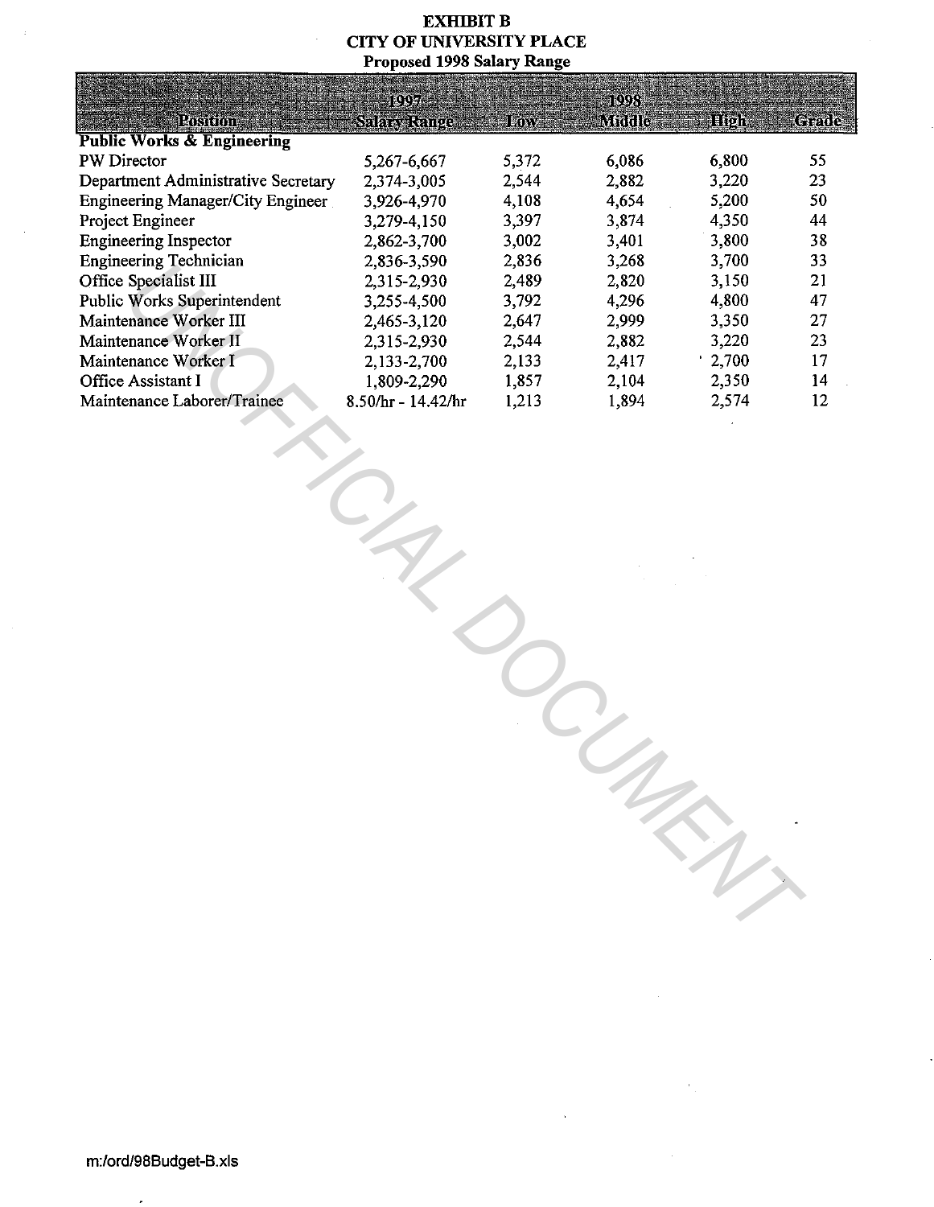# EXHIBIT B
## CITY OF UNIVERSITY PLACE
### Proposed 1998 Salary Range

| Position | 1997 Salary Range | Low | 1998 Middle | High | Grade |
|---|---|---|---|---|---|
| **Public Works & Engineering** | | | | | |
| PW Director | 5,267-6,667 | 5,372 | 6,086 | 6,800 | 55 |
| Department Administrative Secretary | 2,374-3,005 | 2,544 | 2,882 | 3,220 | 23 |
| Engineering Manager/City Engineer | 3,926-4,970 | 4,108 | 4,654 | 5,200 | 50 |
| Project Engineer | 3,279-4,150 | 3,397 | 3,874 | 4,350 | 44 |
| Engineering Inspector | 2,862-3,700 | 3,002 | 3,401 | 3,800 | 38 |
| Engineering Technician | 2,836-3,590 | 2,836 | 3,268 | 3,700 | 33 |
| Office Specialist III | 2,315-2,930 | 2,489 | 2,820 | 3,150 | 21 |
| Public Works Superintendent | 3,255-4,500 | 3,792 | 4,296 | 4,800 | 47 |
| Maintenance Worker III | 2,465-3,120 | 2,647 | 2,999 | 3,350 | 27 |
| Maintenance Worker II | 2,315-2,930 | 2,544 | 2,882 | 3,220 | 23 |
| Maintenance Worker I | 2,133-2,700 | 2,133 | 2,417 | 2,700 | 17 |
| Office Assistant I | 1,809-2,290 | 1,857 | 2,104 | 2,350 | 14 |
| Maintenance Laborer/Trainee | 8.50/hr - 14.42/hr | 1,213 | 1,894 | 2,574 | 12 |

m:/ord/98Budget-B.xls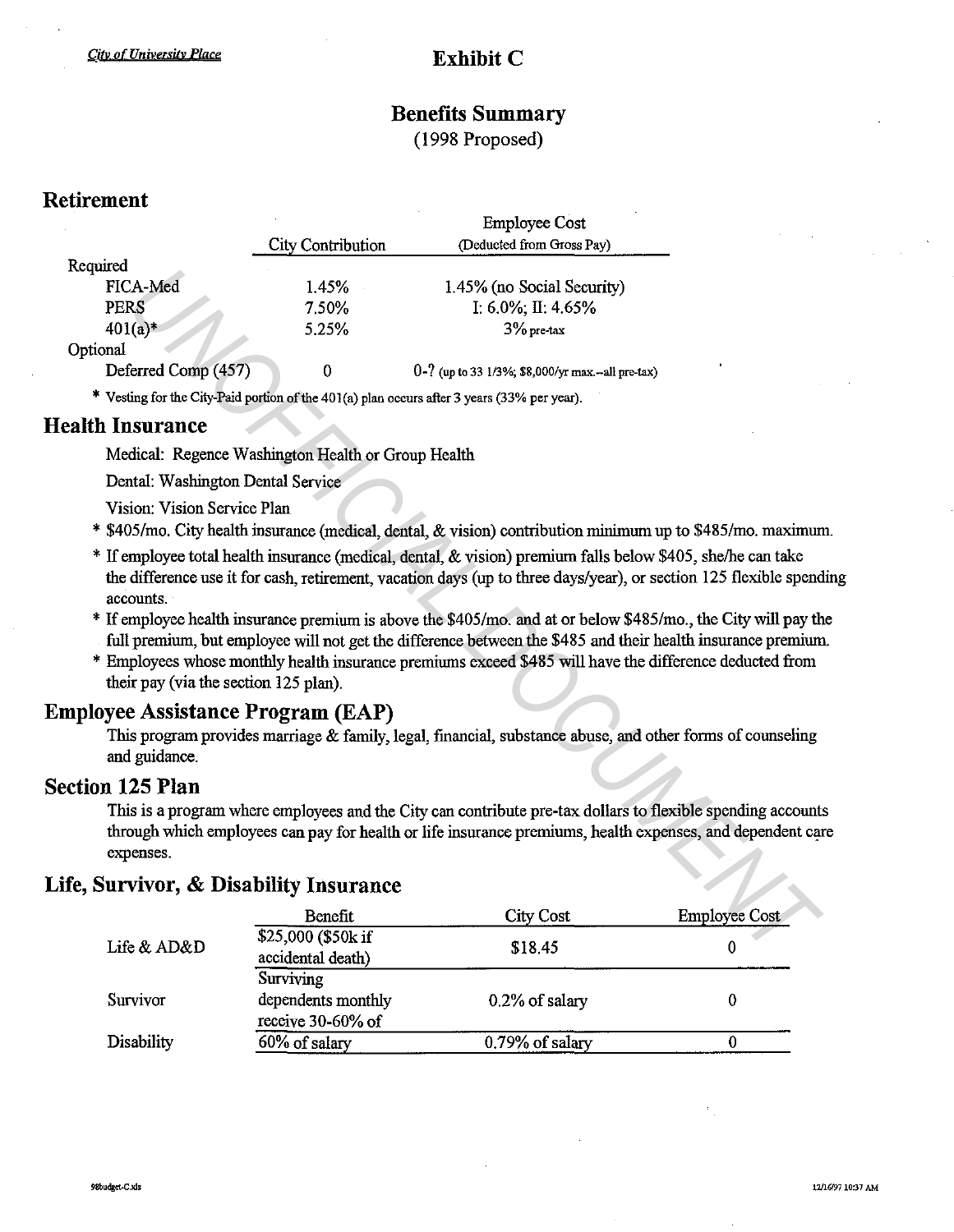*City of University Place*

# Exhibit C

## Benefits Summary

(1998 Proposed)

## Retirement

| | City Contribution | Employee Cost (Deducted from Gross Pay) |
|---|---|---|
| Required | | |
| FICA-Med | 1.45% | 1.45% (no Social Security) |
| PERS | 7.50% | I: 6.0%; II: 4.65% |
| 401(a)* | 5.25% | 3% pre-tax |
| Optional | | |
| Deferred Comp (457) | 0 | 0-? (up to 33 1/3%; $8,000/yr max.--all pre-tax) |

\* Vesting for the City-Paid portion of the 401(a) plan occurs after 3 years (33% per year).

## Health Insurance

Medical: Regence Washington Health or Group Health

Dental: Washington Dental Service

Vision: Vision Service Plan

- $405/mo. City health insurance (medical, dental, & vision) contribution minimum up to $485/mo. maximum.
- If employee total health insurance (medical, dental, & vision) premium falls below $405, she/he can take the difference use it for cash, retirement, vacation days (up to three days/year), or section 125 flexible spending accounts.
- If employee health insurance premium is above the $405/mo. and at or below $485/mo., the City will pay the full premium, but employee will not get the difference between the $485 and their health insurance premium.
- Employees whose monthly health insurance premiums exceed $485 will have the difference deducted from their pay (via the section 125 plan).

## Employee Assistance Program (EAP)

This program provides marriage & family, legal, financial, substance abuse, and other forms of counseling and guidance.

## Section 125 Plan

This is a program where employees and the City can contribute pre-tax dollars to flexible spending accounts through which employees can pay for health or life insurance premiums, health expenses, and dependent care expenses.

## Life, Survivor, & Disability Insurance

| | Benefit | City Cost | Employee Cost |
|---|---|---|---|
| Life & AD&D | $25,000 ($50k if accidental death) | $18.45 | 0 |
| Survivor | Surviving dependents monthly receive 30-60% of | 0.2% of salary | 0 |
| Disability | 60% of salary | 0.79% of salary | 0 |